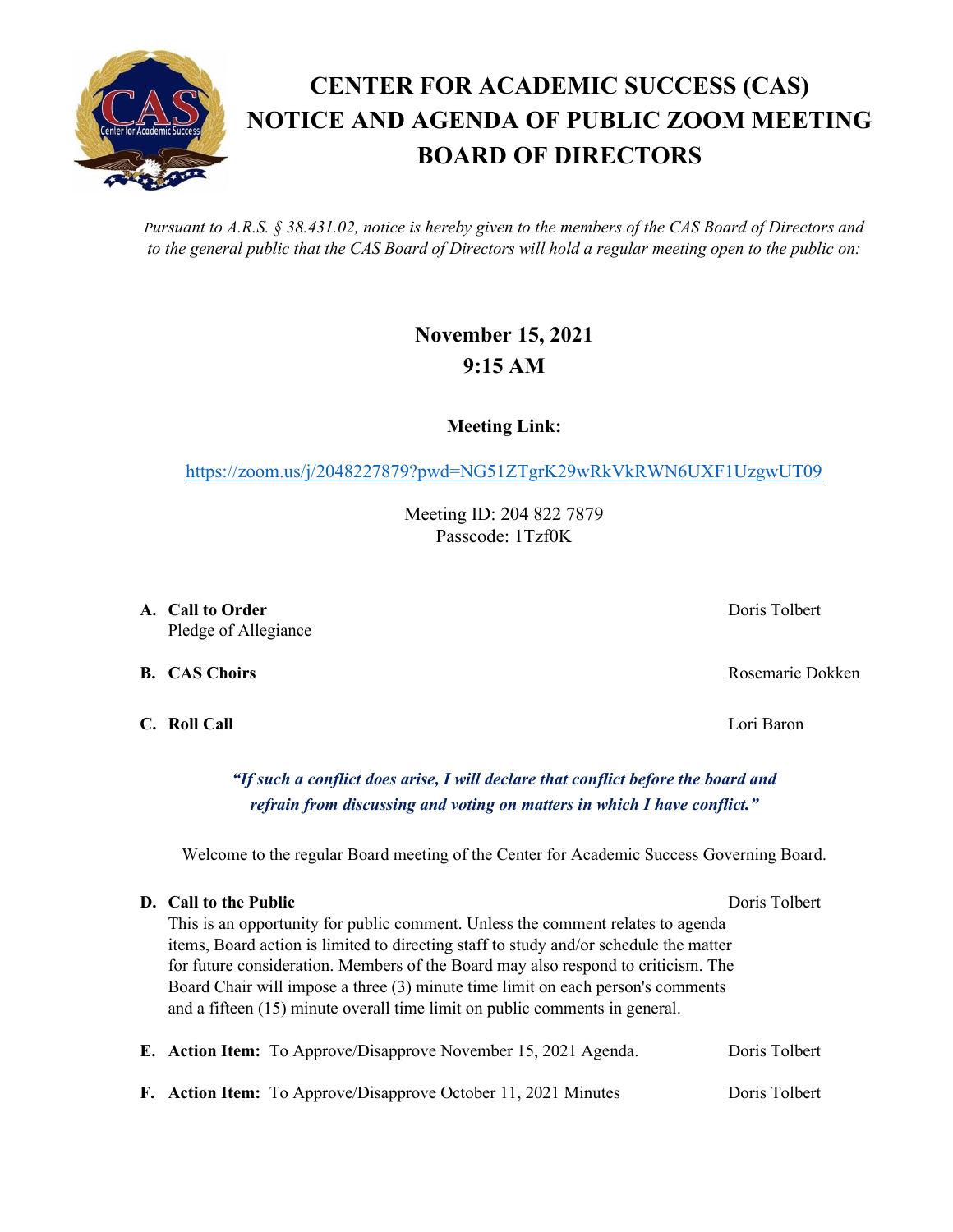# CENTER FOR ACADEMIC SUCCESS (CAS) NOTICE AND AGENDA OF PUBLIC ZOOM MEETING BOARD OF DIRECTORS

*Pursuant to A.R.S. § 38.431.02, notice is hereby given to the members of the CAS Board of Directors and to the general public that the CAS Board of Directors will hold a regular meeting open to the public on:*

**November 15, 2021**
**9:15 AM**

**Meeting Link:**

https://zoom.us/j/2048227879?pwd=NG51ZTgrK29wRkVkRWN6UXF1UzgwUT09

Meeting ID: 204 822 7879
Passcode: 1Tzf0K

**A. Call to Order** — Doris Tolbert
Pledge of Allegiance

**B. CAS Choirs** — Rosemarie Dokken

**C. Roll Call** — Lori Baron

***"If such a conflict does arise, I will declare that conflict before the board and refrain from discussing and voting on matters in which I have conflict."***

Welcome to the regular Board meeting of the Center for Academic Success Governing Board.

**D. Call to the Public** — Doris Tolbert
This is an opportunity for public comment. Unless the comment relates to agenda items, Board action is limited to directing staff to study and/or schedule the matter for future consideration. Members of the Board may also respond to criticism. The Board Chair will impose a three (3) minute time limit on each person's comments and a fifteen (15) minute overall time limit on public comments in general.

**E. Action Item:** To Approve/Disapprove November 15, 2021 Agenda. — Doris Tolbert

**F. Action Item:** To Approve/Disapprove October 11, 2021 Minutes — Doris Tolbert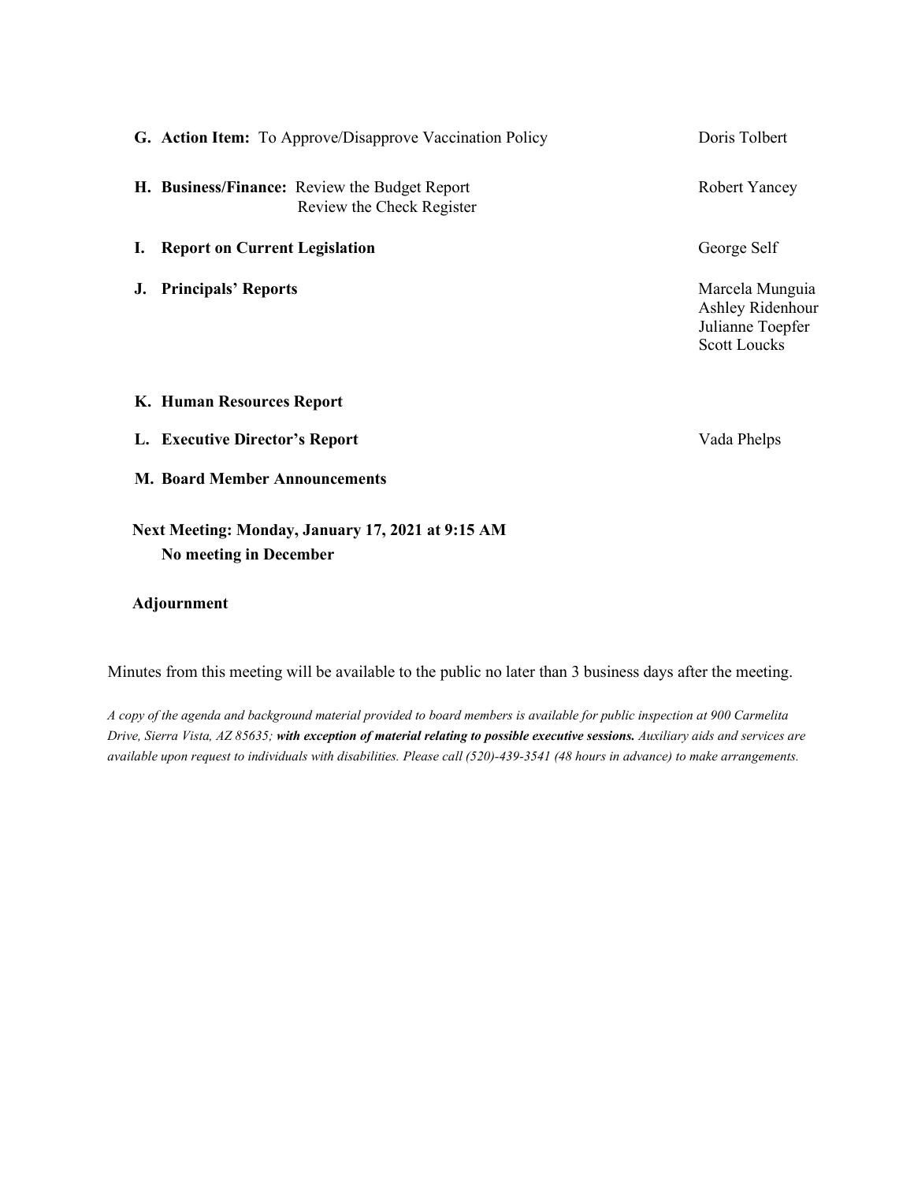**G. Action Item:** To Approve/Disapprove Vaccination Policy — Doris Tolbert

**H. Business/Finance:** Review the Budget Report
Review the Check Register — Robert Yancey

**I. Report on Current Legislation** — George Self

**J. Principals' Reports** — Marcela Munguia
Ashley Ridenhour
Julianne Toepfer
Scott Loucks

**K. Human Resources Report**

**L. Executive Director's Report** — Vada Phelps

**M. Board Member Announcements**

**Next Meeting: Monday, January 17, 2021 at 9:15 AM**
**No meeting in December**

**Adjournment**

Minutes from this meeting will be available to the public no later than 3 business days after the meeting.

*A copy of the agenda and background material provided to board members is available for public inspection at 900 Carmelita Drive, Sierra Vista, AZ 85635;* ***with exception of material relating to possible executive sessions.*** *Auxiliary aids and services are available upon request to individuals with disabilities. Please call (520)-439-3541 (48 hours in advance) to make arrangements.*